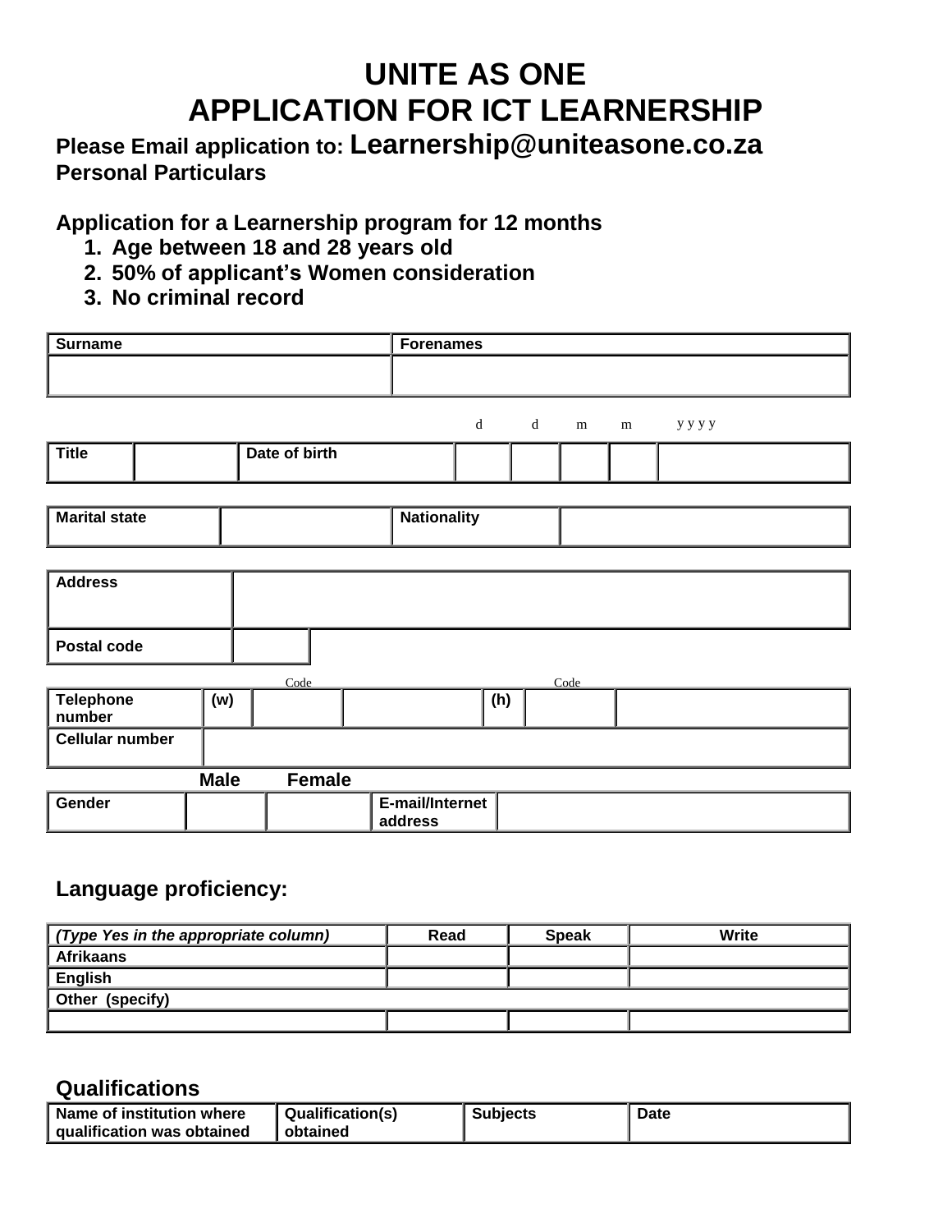# UNITE AS ONE
# APPLICATION FOR ICT LEARNERSHIP

**Please Email application to: Learnership@uniteasone.co.za**

**Personal Particulars**

**Application for a Learnership program for 12 months**

1. **Age between 18 and 28 years old**
2. **50% of applicant's Women consideration**
3. **No criminal record**

| Surname | Forenames |
|---|---|
| | |

| Title | | Date of birth | d | d | m | m | y y y y |
|---|---|---|---|---|---|---|---|
| | | | | | | | |

| Marital state | | Nationality | |
|---|---|---|---|

| Address | | |
|---|---|---|
| Postal code | | |

| | | Code | | | Code | |
|---|---|---|---|---|---|---|
| Telephone number | (w) | | | (h) | | |
| Cellular number | | | | | | |

| | Male | Female | | |
|---|---|---|---|---|
| Gender | | | E-mail/Internet address | |

## Language proficiency:

| *(Type Yes in the appropriate column)* | Read | Speak | Write |
|---|---|---|---|
| Afrikaans | | | |
| English | | | |
| Other (specify) | | | |
| | | | |

## Qualifications

| Name of institution where qualification was obtained | Qualification(s) obtained | Subjects | Date |
|---|---|---|---|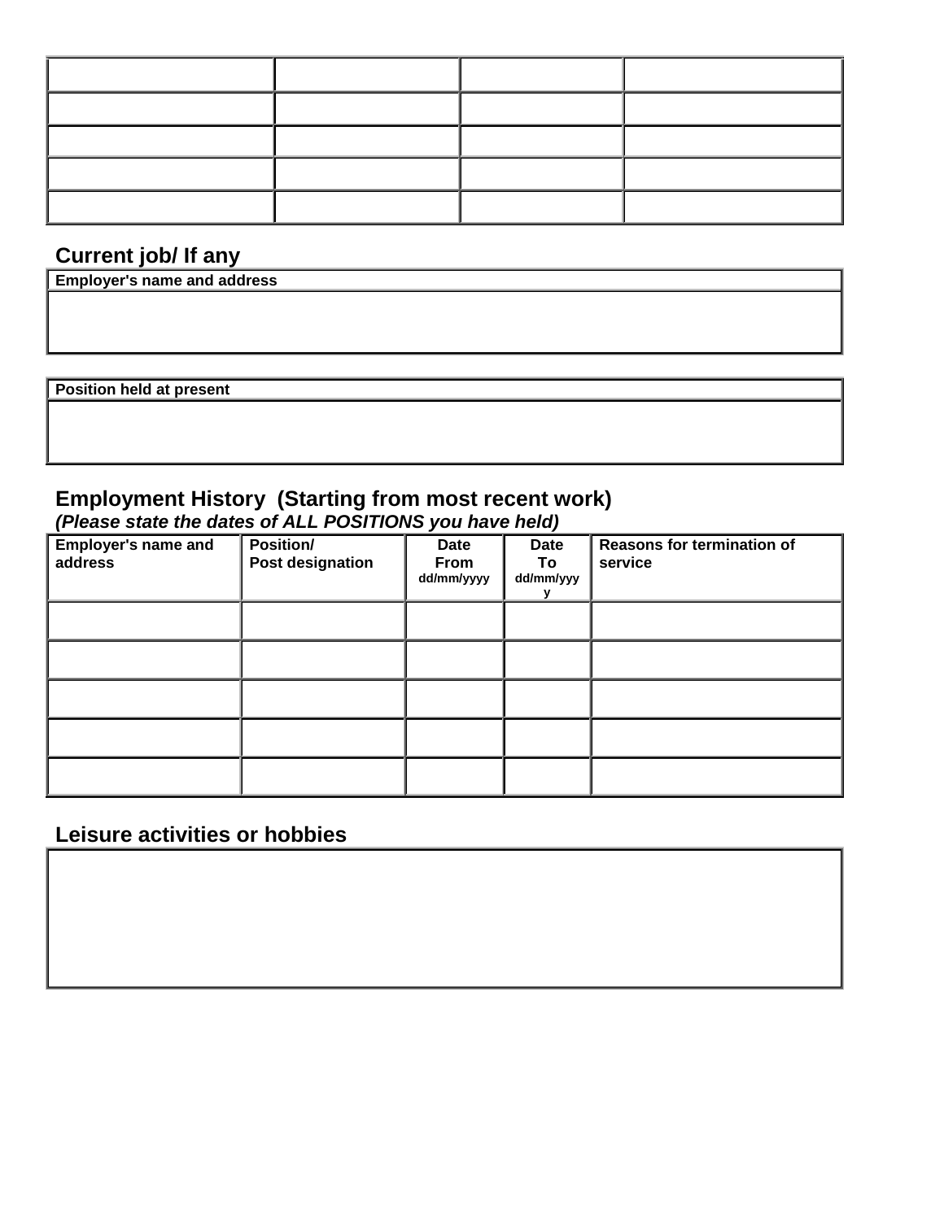| | | | |
|---|---|---|---|
| | | | |
| | | | |
| | | | |
| | | | |
| | | | |

## Current job/ If any

| Employer's name and address |
|---|
| |

| Position held at present |
|---|
| |

## Employment History (Starting from most recent work)

***(Please state the dates of ALL POSITIONS you have held)***

| Employer's name and address | Position/ Post designation | Date From dd/mm/yyyy | Date To dd/mm/yyyy | Reasons for termination of service |
|---|---|---|---|---|
| | | | | |
| | | | | |
| | | | | |
| | | | | |
| | | | | |

## Leisure activities or hobbies

| |
|---|
| |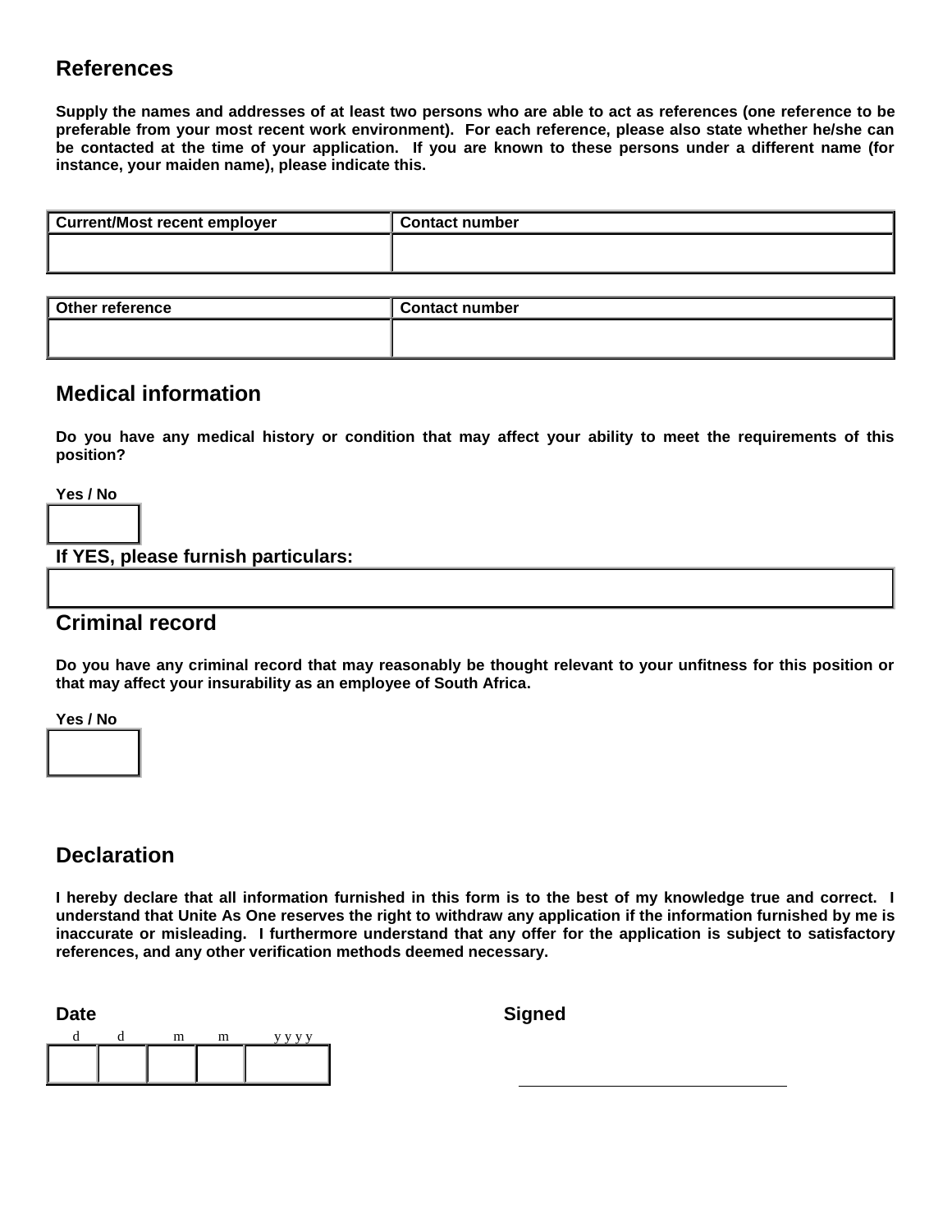## References

**Supply the names and addresses of at least two persons who are able to act as references (one reference to be preferable from your most recent work environment). For each reference, please also state whether he/she can be contacted at the time of your application. If you are known to these persons under a different name (for instance, your maiden name), please indicate this.**

| Current/Most recent employer | Contact number |
| --- | --- |
| | |

| Other reference | Contact number |
| --- | --- |
| | |

## Medical information

**Do you have any medical history or condition that may affect your ability to meet the requirements of this position?**

**Yes / No**

**If YES, please furnish particulars:**

## Criminal record

**Do you have any criminal record that may reasonably be thought relevant to your unfitness for this position or that may affect your insurability as an employee of South Africa.**

**Yes / No**

## Declaration

**I hereby declare that all information furnished in this form is to the best of my knowledge true and correct. I understand that Unite As One reserves the right to withdraw any application if the information furnished by me is inaccurate or misleading. I furthermore understand that any offer for the application is subject to satisfactory references, and any other verification methods deemed necessary.**

**Date**

| d | d | m | m | y y y y |
| --- | --- | --- | --- | --- |
| | | | | |

**Signed**

\_\_\_\_\_\_\_\_\_\_\_\_\_\_\_\_\_\_\_\_\_\_\_\_\_\_\_\_